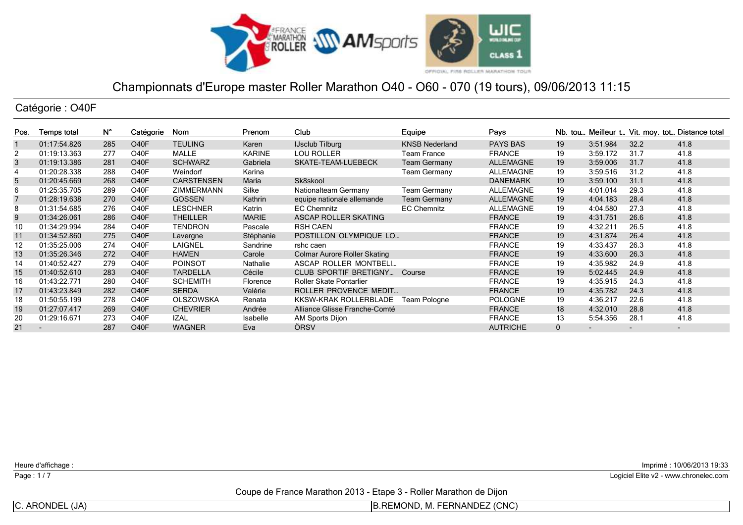# Championnats d'Europe master Roller Marathon O40 - O60 - 070 (19 tours), 09/06/2013 11:15

## Catégorie : O40F

| Pos. | Temps total | N° | Catégorie | Nom | Prenom | Club | Equipe | Pays | Nb. tou... | Meilleur t... | Vit. moy. tot... | Distance total |
|---|---|---|---|---|---|---|---|---|---|---|---|---|
| 1 | 01:17:54.826 | 285 | O40F | TEULING | Karen | IJsclub Tilburg | KNSB Nederland | PAYS BAS | 19 | 3:51.984 | 32.2 | 41.8 |
| 2 | 01:19:13.363 | 277 | O40F | MALLE | KARINE | LOU ROLLER | Team France | FRANCE | 19 | 3:59.172 | 31.7 | 41.8 |
| 3 | 01:19:13.386 | 281 | O40F | SCHWARZ | Gabriela | SKATE-TEAM-LUEBECK | Team Germany | ALLEMAGNE | 19 | 3:59.006 | 31.7 | 41.8 |
| 4 | 01:20:28.338 | 288 | O40F | Weindorf | Karina | | Team Germany | ALLEMAGNE | 19 | 3:59.516 | 31.2 | 41.8 |
| 5 | 01:20:45.669 | 268 | O40F | CARSTENSEN | Maria | Sk8skool | | DANEMARK | 19 | 3:59.100 | 31.1 | 41.8 |
| 6 | 01:25:35.705 | 289 | O40F | ZIMMERMANN | Silke | Nationalteam Germany | Team Germany | ALLEMAGNE | 19 | 4:01.014 | 29.3 | 41.8 |
| 7 | 01:28:19.638 | 270 | O40F | GOSSEN | Kathrin | equipe nationale allemande | Team Germany | ALLEMAGNE | 19 | 4:04.183 | 28.4 | 41.8 |
| 8 | 01:31:54.685 | 276 | O40F | LESCHNER | Katrin | EC Chemnitz | EC Chemnitz | ALLEMAGNE | 19 | 4:04.580 | 27.3 | 41.8 |
| 9 | 01:34:26.061 | 286 | O40F | THEILLER | MARIE | ASCAP ROLLER SKATING | | FRANCE | 19 | 4:31.751 | 26.6 | 41.8 |
| 10 | 01:34:29.994 | 284 | O40F | TENDRON | Pascale | RSH CAEN | | FRANCE | 19 | 4:32.211 | 26.5 | 41.8 |
| 11 | 01:34:52.860 | 275 | O40F | Lavergne | Stéphanie | POSTILLON OLYMPIQUE LO... | | FRANCE | 19 | 4:31.874 | 26.4 | 41.8 |
| 12 | 01:35:25.006 | 274 | O40F | LAIGNEL | Sandrine | rshc caen | | FRANCE | 19 | 4:33.437 | 26.3 | 41.8 |
| 13 | 01:35:26.346 | 272 | O40F | HAMEN | Carole | Colmar Aurore Roller Skating | | FRANCE | 19 | 4:33.600 | 26.3 | 41.8 |
| 14 | 01:40:52.427 | 279 | O40F | POINSOT | Nathalie | ASCAP ROLLER MONTBELI... | | FRANCE | 19 | 4:35.982 | 24.9 | 41.8 |
| 15 | 01:40:52.610 | 283 | O40F | TARDELLA | Cécile | CLUB SPORTIF BRETIGNY... | Course | FRANCE | 19 | 5:02.445 | 24.9 | 41.8 |
| 16 | 01:43:22.771 | 280 | O40F | SCHEMITH | Florence | Roller Skate Pontarlier | | FRANCE | 19 | 4:35.915 | 24.3 | 41.8 |
| 17 | 01:43:23.849 | 282 | O40F | SERDA | Valérie | ROLLER PROVENCE MEDIT... | | FRANCE | 19 | 4:35.782 | 24.3 | 41.8 |
| 18 | 01:50:55.199 | 278 | O40F | OLSZOWSKA | Renata | KKSW-KRAK ROLLERBLADE | Team Pologne | POLOGNE | 19 | 4:36.217 | 22.6 | 41.8 |
| 19 | 01:27:07.417 | 269 | O40F | CHEVRIER | Andrée | Alliance Glisse Franche-Comté | | FRANCE | 18 | 4:32.010 | 28.8 | 41.8 |
| 20 | 01:29:16.671 | 273 | O40F | IZAL | Isabelle | AM Sports Dijon | | FRANCE | 13 | 5:54.356 | 28.1 | 41.8 |
| 21 | - | 287 | O40F | WAGNER | Eva | ÖRSV | | AUTRICHE | 0 | - | - | - |

Heure d'affichage :

Imprimé : 10/06/2013 19:33

Logiciel Elite v2 - www.chronelec.com

Coupe de France Marathon 2013 - Etape 3 - Roller Marathon de Dijon

C. ARONDEL (JA) | B.REMOND, M. FERNANDEZ (CNC)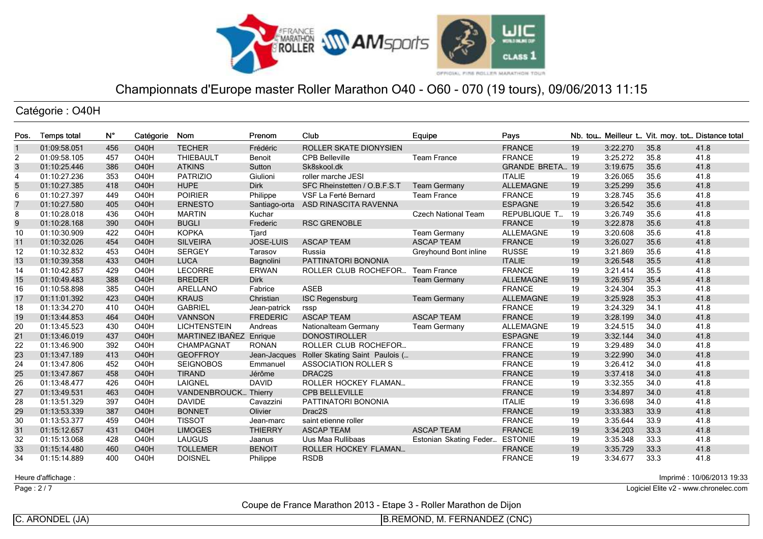# Championnats d'Europe master Roller Marathon O40 - O60 - 070 (19 tours), 09/06/2013 11:15

## Catégorie : O40H

| Pos. | Temps total | N° | Catégorie | Nom | Prenom | Club | Equipe | Pays | Nb. tou... | Meilleur t... | Vit. moy. tot... | Distance total |
|---|---|---|---|---|---|---|---|---|---|---|---|---|
| 1 | 01:09:58.051 | 456 | O40H | TECHER | Frédéric | ROLLER SKATE DIONYSIEN | | FRANCE | 19 | 3:22.270 | 35.8 | 41.8 |
| 2 | 01:09:58.105 | 457 | O40H | THIEBAULT | Benoit | CPB Belleville | Team France | FRANCE | 19 | 3:25.272 | 35.8 | 41.8 |
| 3 | 01:10:25.446 | 386 | O40H | ATKINS | Sutton | Sk8skool.dk | | GRANDE BRETA... | 19 | 3:19.675 | 35.6 | 41.8 |
| 4 | 01:10:27.236 | 353 | O40H | PATRIZIO | Giulioni | roller marche JESI | | ITALIE | 19 | 3:26.065 | 35.6 | 41.8 |
| 5 | 01:10:27.385 | 418 | O40H | HUPE | Dirk | SFC Rheinstetten / O.B.F.S.T | Team Germany | ALLEMAGNE | 19 | 3:25.299 | 35.6 | 41.8 |
| 6 | 01:10:27.397 | 449 | O40H | POIRIER | Philippe | VSF La Ferté Bernard | Team France | FRANCE | 19 | 3:28.745 | 35.6 | 41.8 |
| 7 | 01:10:27.580 | 405 | O40H | ERNESTO | Santiago-orta | ASD RINASCITA RAVENNA | | ESPAGNE | 19 | 3:26.542 | 35.6 | 41.8 |
| 8 | 01:10:28.018 | 436 | O40H | MARTIN | Kuchar | | Czech National Team | REPUBLIQUE T... | 19 | 3:26.749 | 35.6 | 41.8 |
| 9 | 01:10:28.168 | 390 | O40H | BUGLI | Frederic | RSC GRENOBLE | | FRANCE | 19 | 3:22.878 | 35.6 | 41.8 |
| 10 | 01:10:30.909 | 422 | O40H | KOPKA | Tjard | | Team Germany | ALLEMAGNE | 19 | 3:20.608 | 35.6 | 41.8 |
| 11 | 01:10:32.026 | 454 | O40H | SILVEIRA | JOSE-LUIS | ASCAP TEAM | ASCAP TEAM | FRANCE | 19 | 3:26.027 | 35.6 | 41.8 |
| 12 | 01:10:32.832 | 453 | O40H | SERGEY | Tarasov | Russia | Greyhound Bont inline | RUSSE | 19 | 3:21.869 | 35.6 | 41.8 |
| 13 | 01:10:39.358 | 433 | O40H | LUCA | Bagnolini | PATTINATORI BONONIA | | ITALIE | 19 | 3:26.548 | 35.5 | 41.8 |
| 14 | 01:10:42.857 | 429 | O40H | LECORRE | ERWAN | ROLLER CLUB ROCHEFOR... | Team France | FRANCE | 19 | 3:21.414 | 35.5 | 41.8 |
| 15 | 01:10:49.483 | 388 | O40H | BREDER | Dirk | | Team Germany | ALLEMAGNE | 19 | 3:26.957 | 35.4 | 41.8 |
| 16 | 01:10:58.898 | 385 | O40H | ARELLANO | Fabrice | ASEB | | FRANCE | 19 | 3:24.304 | 35.3 | 41.8 |
| 17 | 01:11:01.392 | 423 | O40H | KRAUS | Christian | ISC Regensburg | Team Germany | ALLEMAGNE | 19 | 3:25.928 | 35.3 | 41.8 |
| 18 | 01:13:34.270 | 410 | O40H | GABRIEL | Jean-patrick | rssp | | FRANCE | 19 | 3:24.329 | 34.1 | 41.8 |
| 19 | 01:13:44.853 | 464 | O40H | VANNSON | FREDERIC | ASCAP TEAM | ASCAP TEAM | FRANCE | 19 | 3:28.199 | 34.0 | 41.8 |
| 20 | 01:13:45.523 | 430 | O40H | LICHTENSTEIN | Andreas | Nationalteam Germany | Team Germany | ALLEMAGNE | 19 | 3:24.515 | 34.0 | 41.8 |
| 21 | 01:13:46.019 | 437 | O40H | MARTINEZ IBAÑEZ | Enrique | DONOSTIROLLER | | ESPAGNE | 19 | 3:32.144 | 34.0 | 41.8 |
| 22 | 01:13:46.900 | 392 | O40H | CHAMPAGNAT | RONAN | ROLLER CLUB ROCHEFOR... | | FRANCE | 19 | 3:29.489 | 34.0 | 41.8 |
| 23 | 01:13:47.189 | 413 | O40H | GEOFFROY | Jean-Jacques | Roller Skating Saint Paulois (... | | FRANCE | 19 | 3:22.990 | 34.0 | 41.8 |
| 24 | 01:13:47.806 | 452 | O40H | SEIGNOBOS | Emmanuel | ASSOCIATION ROLLER S | | FRANCE | 19 | 3:26.412 | 34.0 | 41.8 |
| 25 | 01:13:47.867 | 458 | O40H | TIRAND | Jérôme | DRAC2S | | FRANCE | 19 | 3:37.418 | 34.0 | 41.8 |
| 26 | 01:13:48.477 | 426 | O40H | LAIGNEL | DAVID | ROLLER HOCKEY FLAMAN... | | FRANCE | 19 | 3:32.355 | 34.0 | 41.8 |
| 27 | 01:13:49.531 | 463 | O40H | VANDENBROUCK... | Thierry | CPB BELLEVILLE | | FRANCE | 19 | 3:34.897 | 34.0 | 41.8 |
| 28 | 01:13:51.329 | 397 | O40H | DAVIDE | Cavazzini | PATTINATORI BONONIA | | ITALIE | 19 | 3:36.698 | 34.0 | 41.8 |
| 29 | 01:13:53.339 | 387 | O40H | BONNET | Olivier | Drac2S | | FRANCE | 19 | 3:33.383 | 33.9 | 41.8 |
| 30 | 01:13:53.377 | 459 | O40H | TISSOT | Jean-marc | saint etienne roller | | FRANCE | 19 | 3:35.644 | 33.9 | 41.8 |
| 31 | 01:15:12.657 | 431 | O40H | LIMOGES | THIERRY | ASCAP TEAM | ASCAP TEAM | FRANCE | 19 | 3:34.203 | 33.3 | 41.8 |
| 32 | 01:15:13.068 | 428 | O40H | LAUGUS | Jaanus | Uus Maa Rullibaas | Estonian Skating Feder... | ESTONIE | 19 | 3:35.348 | 33.3 | 41.8 |
| 33 | 01:15:14.480 | 460 | O40H | TOLLEMER | BENOIT | ROLLER HOCKEY FLAMAN... | | FRANCE | 19 | 3:35.729 | 33.3 | 41.8 |
| 34 | 01:15:14.889 | 400 | O40H | DOISNEL | Philippe | RSDB | | FRANCE | 19 | 3:34.677 | 33.3 | 41.8 |

Heure d'affichage :

Imprimé : 10/06/2013 19:33

Logiciel Elite v2 - www.chronelec.com

Coupe de France Marathon 2013 - Etape 3 - Roller Marathon de Dijon

C. ARONDEL (JA) | B.REMOND, M. FERNANDEZ (CNC)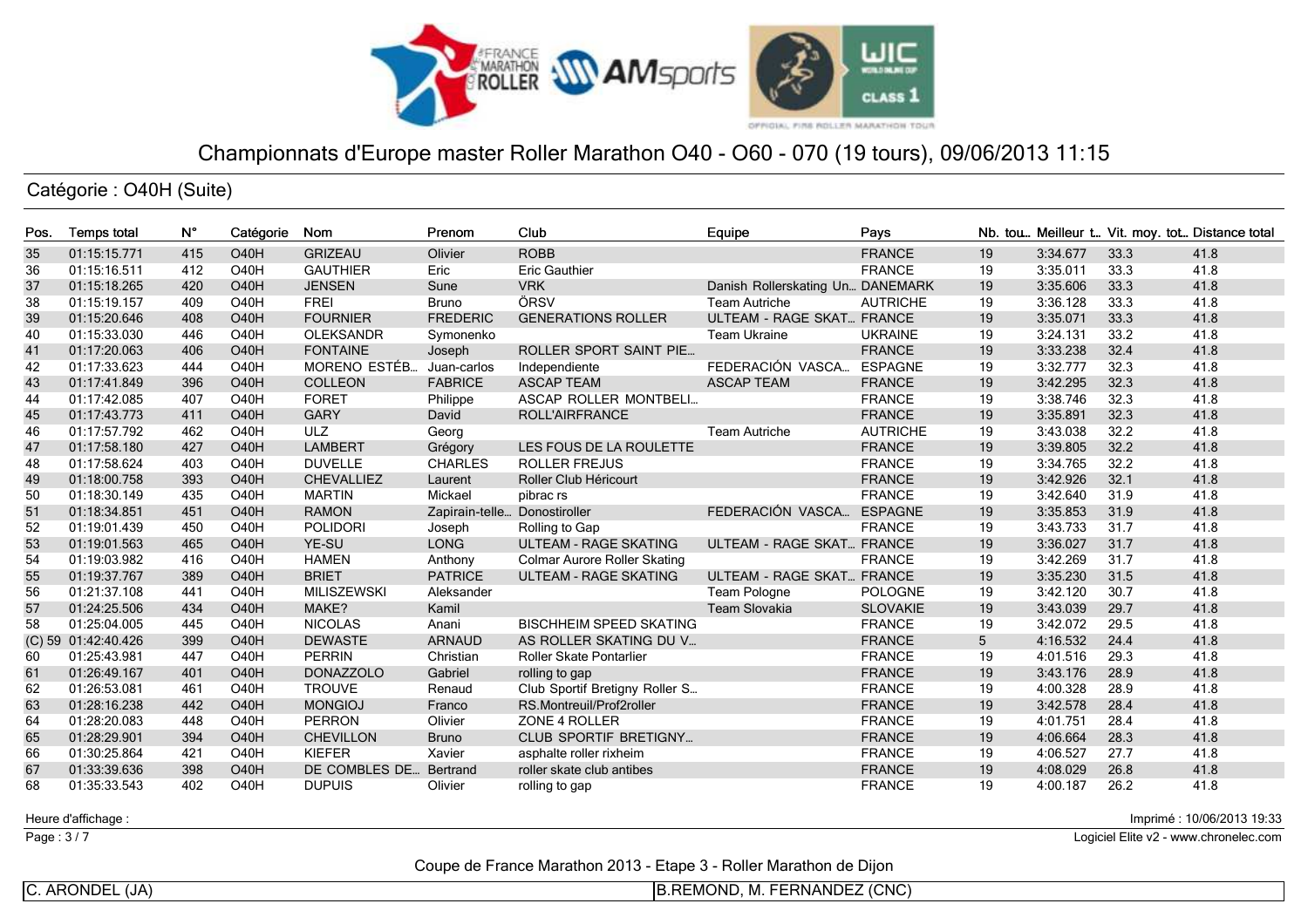# Championnats d'Europe master Roller Marathon O40 - O60 - 070 (19 tours), 09/06/2013 11:15

## Catégorie : O40H (Suite)

| Pos. | Temps total | N° | Catégorie | Nom | Prenom | Club | Equipe | Pays | Nb. tou... | Meilleur t... | Vit. moy. tot... | Distance total |
|---|---|---|---|---|---|---|---|---|---|---|---|---|
| 35 | 01:15:15.771 | 415 | O40H | GRIZEAU | Olivier | ROBB | | FRANCE | 19 | 3:34.677 | 33.3 | 41.8 |
| 36 | 01:15:16.511 | 412 | O40H | GAUTHIER | Eric | Eric Gauthier | | FRANCE | 19 | 3:35.011 | 33.3 | 41.8 |
| 37 | 01:15:18.265 | 420 | O40H | JENSEN | Sune | VRK | Danish Rollerskating Un... | DANEMARK | 19 | 3:35.606 | 33.3 | 41.8 |
| 38 | 01:15:19.157 | 409 | O40H | FREI | Bruno | ÖRSV | Team Autriche | AUTRICHE | 19 | 3:36.128 | 33.3 | 41.8 |
| 39 | 01:15:20.646 | 408 | O40H | FOURNIER | FREDERIC | GENERATIONS ROLLER | ULTEAM - RAGE SKAT... | FRANCE | 19 | 3:35.071 | 33.3 | 41.8 |
| 40 | 01:15:33.030 | 446 | O40H | OLEKSANDR | Symonenko | | Team Ukraine | UKRAINE | 19 | 3:24.131 | 33.2 | 41.8 |
| 41 | 01:17:20.063 | 406 | O40H | FONTAINE | Joseph | ROLLER SPORT SAINT PIE... | | FRANCE | 19 | 3:33.238 | 32.4 | 41.8 |
| 42 | 01:17:33.623 | 444 | O40H | MORENO ESTÉB... | Juan-carlos | Independiente | FEDERACIÓN VASCA... | ESPAGNE | 19 | 3:32.777 | 32.3 | 41.8 |
| 43 | 01:17:41.849 | 396 | O40H | COLLEON | FABRICE | ASCAP TEAM | ASCAP TEAM | FRANCE | 19 | 3:42.295 | 32.3 | 41.8 |
| 44 | 01:17:42.085 | 407 | O40H | FORET | Philippe | ASCAP ROLLER MONTBELI... | | FRANCE | 19 | 3:38.746 | 32.3 | 41.8 |
| 45 | 01:17:43.773 | 411 | O40H | GARY | David | ROLL'AIRFRANCE | | FRANCE | 19 | 3:35.891 | 32.3 | 41.8 |
| 46 | 01:17:57.792 | 462 | O40H | ULZ | Georg | | Team Autriche | AUTRICHE | 19 | 3:43.038 | 32.2 | 41.8 |
| 47 | 01:17:58.180 | 427 | O40H | LAMBERT | Grégory | LES FOUS DE LA ROULETTE | | FRANCE | 19 | 3:39.805 | 32.2 | 41.8 |
| 48 | 01:17:58.624 | 403 | O40H | DUVELLE | CHARLES | ROLLER FREJUS | | FRANCE | 19 | 3:34.765 | 32.2 | 41.8 |
| 49 | 01:18:00.758 | 393 | O40H | CHEVALLIEZ | Laurent | Roller Club Héricourt | | FRANCE | 19 | 3:42.926 | 32.1 | 41.8 |
| 50 | 01:18:30.149 | 435 | O40H | MARTIN | Mickael | pibrac rs | | FRANCE | 19 | 3:42.640 | 31.9 | 41.8 |
| 51 | 01:18:34.851 | 451 | O40H | RAMON | Zapirain-telle... | Donostiroller | FEDERACIÓN VASCA... | ESPAGNE | 19 | 3:35.853 | 31.9 | 41.8 |
| 52 | 01:19:01.439 | 450 | O40H | POLIDORI | Joseph | Rolling to Gap | | FRANCE | 19 | 3:43.733 | 31.7 | 41.8 |
| 53 | 01:19:01.563 | 465 | O40H | YE-SU | LONG | ULTEAM - RAGE SKATING | ULTEAM - RAGE SKAT... | FRANCE | 19 | 3:36.027 | 31.7 | 41.8 |
| 54 | 01:19:03.982 | 416 | O40H | HAMEN | Anthony | Colmar Aurore Roller Skating | | FRANCE | 19 | 3:42.269 | 31.7 | 41.8 |
| 55 | 01:19:37.767 | 389 | O40H | BRIET | PATRICE | ULTEAM - RAGE SKATING | ULTEAM - RAGE SKAT... | FRANCE | 19 | 3:35.230 | 31.5 | 41.8 |
| 56 | 01:21:37.108 | 441 | O40H | MILISZEWSKI | Aleksander | | Team Pologne | POLOGNE | 19 | 3:42.120 | 30.7 | 41.8 |
| 57 | 01:24:25.506 | 434 | O40H | MAKE? | Kamil | | Team Slovakia | SLOVAKIE | 19 | 3:43.039 | 29.7 | 41.8 |
| 58 | 01:25:04.005 | 445 | O40H | NICOLAS | Anani | BISCHHEIM SPEED SKATING | | FRANCE | 19 | 3:42.072 | 29.5 | 41.8 |
| (C) 59 | 01:42:40.426 | 399 | O40H | DEWASTE | ARNAUD | AS ROLLER SKATING DU V... | | FRANCE | 5 | 4:16.532 | 24.4 | 41.8 |
| 60 | 01:25:43.981 | 447 | O40H | PERRIN | Christian | Roller Skate Pontarlier | | FRANCE | 19 | 4:01.516 | 29.3 | 41.8 |
| 61 | 01:26:49.167 | 401 | O40H | DONAZZOLO | Gabriel | rolling to gap | | FRANCE | 19 | 3:43.176 | 28.9 | 41.8 |
| 62 | 01:26:53.081 | 461 | O40H | TROUVE | Renaud | Club Sportif Bretigny Roller S... | | FRANCE | 19 | 4:00.328 | 28.9 | 41.8 |
| 63 | 01:28:16.238 | 442 | O40H | MONGIOJ | Franco | RS.Montreuil/Prof2roller | | FRANCE | 19 | 3:42.578 | 28.4 | 41.8 |
| 64 | 01:28:20.083 | 448 | O40H | PERRON | Olivier | ZONE 4 ROLLER | | FRANCE | 19 | 4:01.751 | 28.4 | 41.8 |
| 65 | 01:28:29.901 | 394 | O40H | CHEVILLON | Bruno | CLUB SPORTIF BRETIGNY... | | FRANCE | 19 | 4:06.664 | 28.3 | 41.8 |
| 66 | 01:30:25.864 | 421 | O40H | KIEFER | Xavier | asphalte roller rixheim | | FRANCE | 19 | 4:06.527 | 27.7 | 41.8 |
| 67 | 01:33:39.636 | 398 | O40H | DE COMBLES DE... | Bertrand | roller skate club antibes | | FRANCE | 19 | 4:08.029 | 26.8 | 41.8 |
| 68 | 01:35:33.543 | 402 | O40H | DUPUIS | Olivier | rolling to gap | | FRANCE | 19 | 4:00.187 | 26.2 | 41.8 |

Heure d'affichage :

Imprimé : 10/06/2013 19:33

Logiciel Elite v2 - www.chronelec.com

Coupe de France Marathon 2013 - Etape 3 - Roller Marathon de Dijon

C. ARONDEL (JA) | B.REMOND, M. FERNANDEZ (CNC)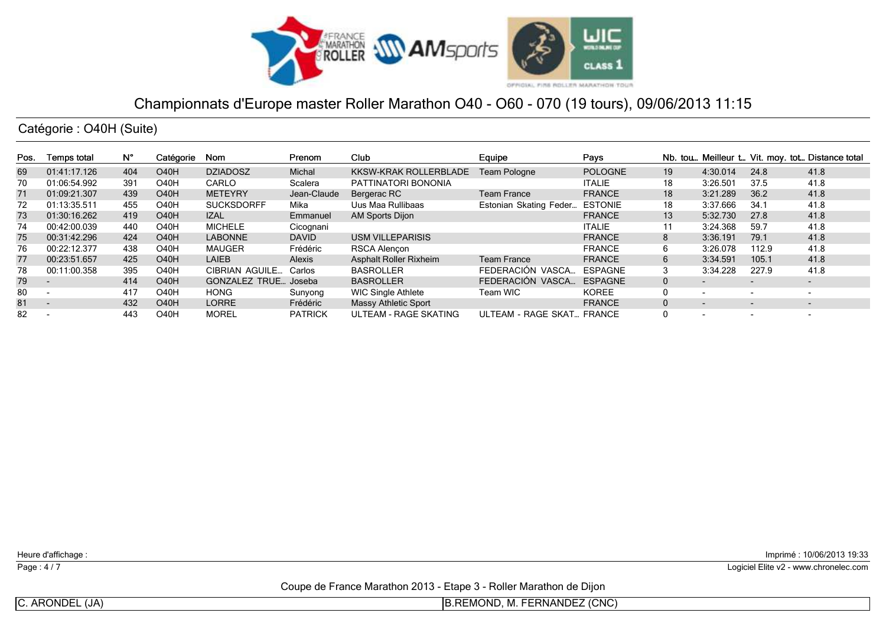# Championnats d'Europe master Roller Marathon O40 - O60 - 070 (19 tours), 09/06/2013 11:15

## Catégorie : O40H (Suite)

| Pos. | Temps total | N° | Catégorie | Nom | Prenom | Club | Equipe | Pays | Nb. tou.. | Meilleur t.. | Vit. moy. tot.. | Distance total |
|---|---|---|---|---|---|---|---|---|---|---|---|---|
| 69 | 01:41:17.126 | 404 | O40H | DZIADOSZ | Michal | KKSW-KRAK ROLLERBLADE | Team Pologne | POLOGNE | 19 | 4:30.014 | 24.8 | 41.8 |
| 70 | 01:06:54.992 | 391 | O40H | CARLO | Scalera | PATTINATORI BONONIA | | ITALIE | 18 | 3:26.501 | 37.5 | 41.8 |
| 71 | 01:09:21.307 | 439 | O40H | METEYRY | Jean-Claude | Bergerac RC | Team France | FRANCE | 18 | 3:21.289 | 36.2 | 41.8 |
| 72 | 01:13:35.511 | 455 | O40H | SUCKSDORFF | Mika | Uus Maa Rullibaas | Estonian Skating Feder... | ESTONIE | 18 | 3:37.666 | 34.1 | 41.8 |
| 73 | 01:30:16.262 | 419 | O40H | IZAL | Emmanuel | AM Sports Dijon | | FRANCE | 13 | 5:32.730 | 27.8 | 41.8 |
| 74 | 00:42:00.039 | 440 | O40H | MICHELE | Cicognani | | | ITALIE | 11 | 3:24.368 | 59.7 | 41.8 |
| 75 | 00:31:42.296 | 424 | O40H | LABONNE | DAVID | USM VILLEPARISIS | | FRANCE | 8 | 3:36.191 | 79.1 | 41.8 |
| 76 | 00:22:12.377 | 438 | O40H | MAUGER | Frédéric | RSCA Alençon | | FRANCE | 6 | 3:26.078 | 112.9 | 41.8 |
| 77 | 00:23:51.657 | 425 | O40H | LAIEB | Alexis | Asphalt Roller Rixheim | Team France | FRANCE | 6 | 3:34.591 | 105.1 | 41.8 |
| 78 | 00:11:00.358 | 395 | O40H | CIBRIAN AGUILE... | Carlos | BASROLLER | FEDERACIÓN VASCA... | ESPAGNE | 3 | 3:34.228 | 227.9 | 41.8 |
| 79 | - | 414 | O40H | GONZALEZ TRUE... | Joseba | BASROLLER | FEDERACIÓN VASCA... | ESPAGNE | 0 | - | - | - |
| 80 | - | 417 | O40H | HONG | Sunyong | WIC Single Athlete | Team WIC | KOREE | 0 | - | - | - |
| 81 | - | 432 | O40H | LORRE | Frédéric | Massy Athletic Sport | | FRANCE | 0 | - | - | - |
| 82 | - | 443 | O40H | MOREL | PATRICK | ULTEAM - RAGE SKATING | ULTEAM - RAGE SKAT... | FRANCE | 0 | - | - | - |

Heure d'affichage :

Imprimé : 10/06/2013 19:33

Logiciel Elite v2 - www.chronelec.com

Coupe de France Marathon 2013 - Etape 3 - Roller Marathon de Dijon

C. ARONDEL (JA) | B.REMOND, M. FERNANDEZ (CNC)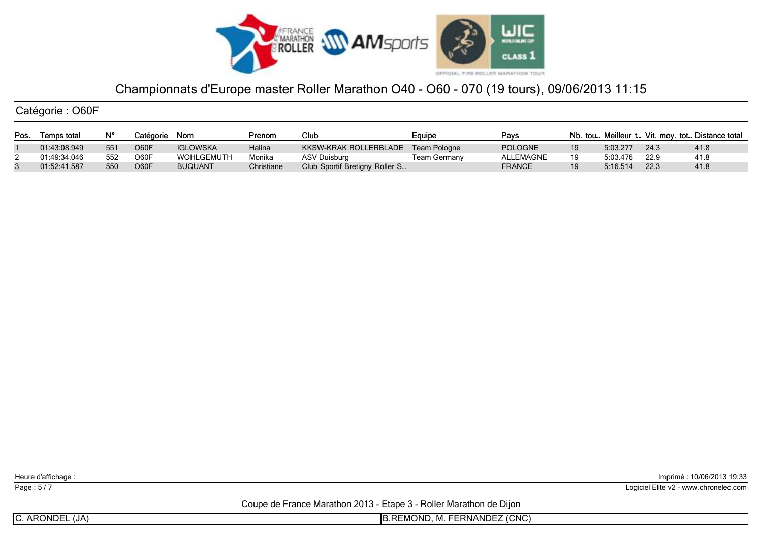# Championnats d'Europe master Roller Marathon O40 - O60 - 070 (19 tours), 09/06/2013 11:15

## Catégorie : O60F

| Pos. | Temps total | N° | Catégorie | Nom | Prenom | Club | Equipe | Pays | Nb. tou.. | Meilleur t... | Vit. moy. tot... | Distance total |
|---|---|---|---|---|---|---|---|---|---|---|---|---|
| 1 | 01:43:08.949 | 551 | O60F | IGLOWSKA | Halina | KKSW-KRAK ROLLERBLADE | Team Pologne | POLOGNE | 19 | 5:03.277 | 24.3 | 41.8 |
| 2 | 01:49:34.046 | 552 | O60F | WOHLGEMUTH | Monika | ASV Duisburg | Team Germany | ALLEMAGNE | 19 | 5:03.476 | 22.9 | 41.8 |
| 3 | 01:52:41.587 | 550 | O60F | BUQUANT | Christiane | Club Sportif Bretigny Roller S... | | FRANCE | 19 | 5:16.514 | 22.3 | 41.8 |

Heure d'affichage :

Imprimé : 10/06/2013 19:33

Logiciel Elite v2 - www.chronelec.com

Coupe de France Marathon 2013 - Etape 3 - Roller Marathon de Dijon

C. ARONDEL (JA) | B.REMOND, M. FERNANDEZ (CNC)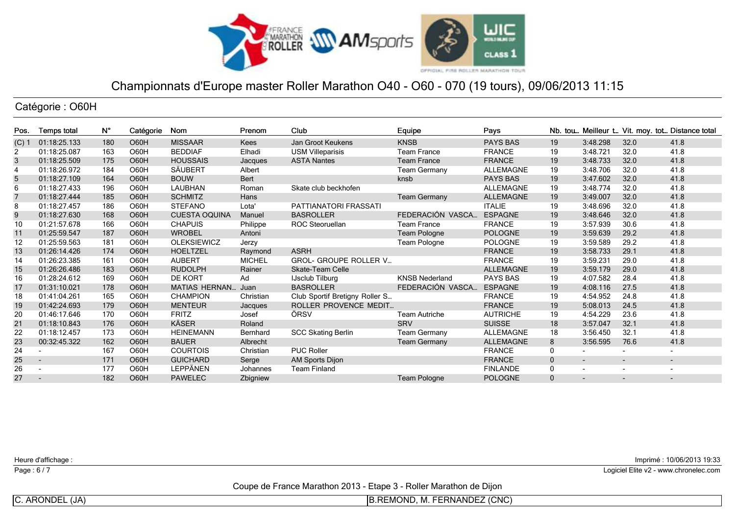# Championnats d'Europe master Roller Marathon O40 - O60 - 070 (19 tours), 09/06/2013 11:15

## Catégorie : O60H

| Pos. | Temps total | N° | Catégorie | Nom | Prenom | Club | Equipe | Pays | Nb. tou.. | Meilleur t.. | Vit. moy. tot.. | Distance total |
|---|---|---|---|---|---|---|---|---|---|---|---|---|
| (C) 1 | 01:18:25.133 | 180 | O60H | MISSAAR | Kees | Jan Groot Keukens | KNSB | PAYS BAS | 19 | 3:48.298 | 32.0 | 41.8 |
| 2 | 01:18:25.087 | 163 | O60H | BEDDIAF | Elhadi | USM Villeparisis | Team France | FRANCE | 19 | 3:48.721 | 32.0 | 41.8 |
| 3 | 01:18:25.509 | 175 | O60H | HOUSSAIS | Jacques | ASTA Nantes | Team France | FRANCE | 19 | 3:48.733 | 32.0 | 41.8 |
| 4 | 01:18:26.972 | 184 | O60H | SÄUBERT | Albert | | Team Germany | ALLEMAGNE | 19 | 3:48.706 | 32.0 | 41.8 |
| 5 | 01:18:27.109 | 164 | O60H | BOUW | Bert | | knsb | PAYS BAS | 19 | 3:47.602 | 32.0 | 41.8 |
| 6 | 01:18:27.433 | 196 | O60H | LAUBHAN | Roman | Skate club beckhofen | | ALLEMAGNE | 19 | 3:48.774 | 32.0 | 41.8 |
| 7 | 01:18:27.444 | 185 | O60H | SCHMITZ | Hans | | Team Germany | ALLEMAGNE | 19 | 3:49.007 | 32.0 | 41.8 |
| 8 | 01:18:27.457 | 186 | O60H | STEFANO | Lota' | PATTIANATORI FRASSATI | | ITALIE | 19 | 3:48.696 | 32.0 | 41.8 |
| 9 | 01:18:27.630 | 168 | O60H | CUESTA OQUINA | Manuel | BASROLLER | FEDERACIÓN VASCA... | ESPAGNE | 19 | 3:48.646 | 32.0 | 41.8 |
| 10 | 01:21:57.678 | 166 | O60H | CHAPUIS | Philippe | ROC Steoruellan | Team France | FRANCE | 19 | 3:57.939 | 30.6 | 41.8 |
| 11 | 01:25:59.547 | 187 | O60H | WROBEL | Antoni | | Team Pologne | POLOGNE | 19 | 3:59.639 | 29.2 | 41.8 |
| 12 | 01:25:59.563 | 181 | O60H | OLEKSIEWICZ | Jerzy | | Team Pologne | POLOGNE | 19 | 3:59.589 | 29.2 | 41.8 |
| 13 | 01:26:14.426 | 174 | O60H | HOELTZEL | Raymond | ASRH | | FRANCE | 19 | 3:58.733 | 29.1 | 41.8 |
| 14 | 01:26:23.385 | 161 | O60H | AUBERT | MICHEL | GROL- GROUPE ROLLER V... | | FRANCE | 19 | 3:59.231 | 29.0 | 41.8 |
| 15 | 01:26:26.486 | 183 | O60H | RUDOLPH | Rainer | Skate-Team Celle | | ALLEMAGNE | 19 | 3:59.179 | 29.0 | 41.8 |
| 16 | 01:28:24.612 | 169 | O60H | DE KORT | Ad | IJsclub Tilburg | KNSB Nederland | PAYS BAS | 19 | 4:07.582 | 28.4 | 41.8 |
| 17 | 01:31:10.021 | 178 | O60H | MATIAS HERNAN... | Juan | BASROLLER | FEDERACIÓN VASCA... | ESPAGNE | 19 | 4:08.116 | 27.5 | 41.8 |
| 18 | 01:41:04.261 | 165 | O60H | CHAMPION | Christian | Club Sportif Bretigny Roller S... | | FRANCE | 19 | 4:54.952 | 24.8 | 41.8 |
| 19 | 01:42:24.693 | 179 | O60H | MENTEUR | Jacques | ROLLER PROVENCE MEDIT... | | FRANCE | 19 | 5:08.013 | 24.5 | 41.8 |
| 20 | 01:46:17.646 | 170 | O60H | FRITZ | Josef | ÖRSV | Team Autriche | AUTRICHE | 19 | 4:54.229 | 23.6 | 41.8 |
| 21 | 01:18:10.843 | 176 | O60H | KÄSER | Roland | | SRV | SUISSE | 18 | 3:57.047 | 32.1 | 41.8 |
| 22 | 01:18:12.457 | 173 | O60H | HEINEMANN | Bernhard | SCC Skating Berlin | Team Germany | ALLEMAGNE | 18 | 3:56.450 | 32.1 | 41.8 |
| 23 | 00:32:45.322 | 162 | O60H | BAUER | Albrecht | | Team Germany | ALLEMAGNE | 8 | 3:56.595 | 76.6 | 41.8 |
| 24 | - | 167 | O60H | COURTOIS | Christian | PUC Roller | | FRANCE | 0 | - | - | - |
| 25 | - | 171 | O60H | GUICHARD | Serge | AM Sports Dijon | | FRANCE | 0 | - | - | - |
| 26 | - | 177 | O60H | LEPPÄNEN | Johannes | Team Finland | | FINLANDE | 0 | - | - | - |
| 27 | - | 182 | O60H | PAWELEC | Zbigniew | | Team Pologne | POLOGNE | 0 | - | - | - |

Heure d'affichage :

Imprimé : 10/06/2013 19:33

Logiciel Elite v2 - www.chronelec.com

Coupe de France Marathon 2013 - Etape 3 - Roller Marathon de Dijon

C. ARONDEL (JA) | B.REMOND, M. FERNANDEZ (CNC)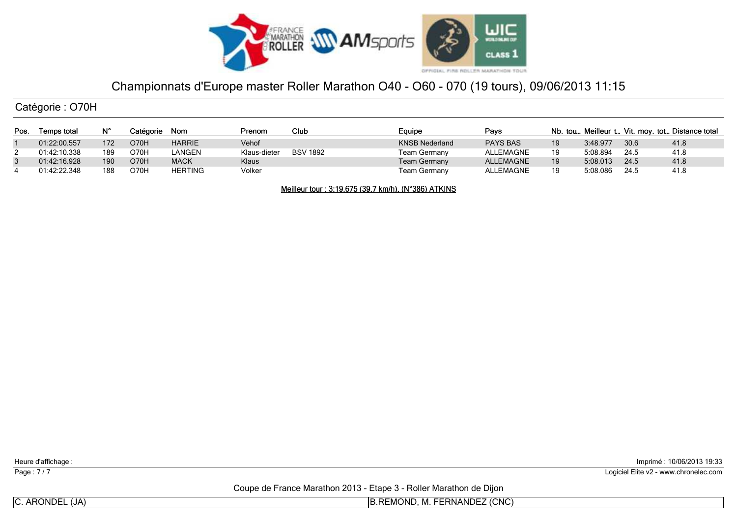# Championnats d'Europe master Roller Marathon O40 - O60 - 070 (19 tours), 09/06/2013 11:15

## Catégorie : O70H

| Pos. | Temps total | N° | Catégorie | Nom | Prenom | Club | Equipe | Pays | Nb. tou.. | Meilleur t.. | Vit. moy. tot.. | Distance total |
|---|---|---|---|---|---|---|---|---|---|---|---|---|
| 1 | 01:22:00.557 | 172 | O70H | HARRIE | Vehof | | KNSB Nederland | PAYS BAS | 19 | 3:48.977 | 30.6 | 41.8 |
| 2 | 01:42:10.338 | 189 | O70H | LANGEN | Klaus-dieter | BSV 1892 | Team Germany | ALLEMAGNE | 19 | 5:08.894 | 24.5 | 41.8 |
| 3 | 01:42:16.928 | 190 | O70H | MACK | Klaus | | Team Germany | ALLEMAGNE | 19 | 5:08.013 | 24.5 | 41.8 |
| 4 | 01:42:22.348 | 188 | O70H | HERTING | Volker | | Team Germany | ALLEMAGNE | 19 | 5:08.086 | 24.5 | 41.8 |

Meilleur tour : 3:19.675 (39.7 km/h), (N°386) ATKINS

Heure d'affichage :

Imprimé : 10/06/2013 19:33

Logiciel Elite v2 - www.chronelec.com

Coupe de France Marathon 2013 - Etape 3 - Roller Marathon de Dijon

C. ARONDEL (JA) | B.REMOND, M. FERNANDEZ (CNC)